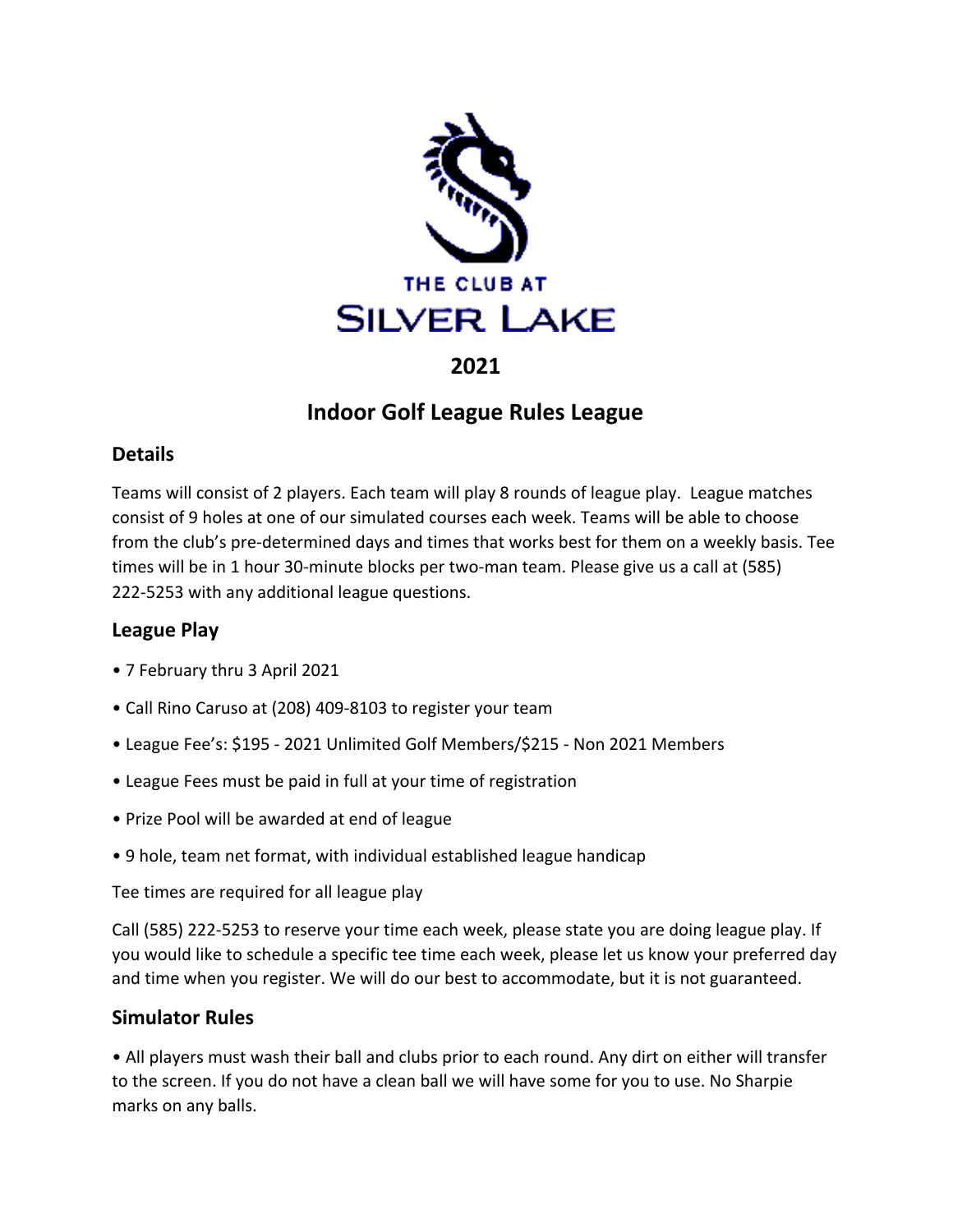THE CLUB AT
SILVER LAKE

# 2021

# Indoor Golf League Rules League

## Details

Teams will consist of 2 players. Each team will play 8 rounds of league play. League matches consist of 9 holes at one of our simulated courses each week. Teams will be able to choose from the club's pre-determined days and times that works best for them on a weekly basis. Tee times will be in 1 hour 30-minute blocks per two-man team. Please give us a call at (585) 222-5253 with any additional league questions.

## League Play

- 7 February thru 3 April 2021
- Call Rino Caruso at (208) 409-8103 to register your team
- League Fee's: $195 - 2021 Unlimited Golf Members/$215 - Non 2021 Members
- League Fees must be paid in full at your time of registration
- Prize Pool will be awarded at end of league
- 9 hole, team net format, with individual established league handicap

Tee times are required for all league play

Call (585) 222-5253 to reserve your time each week, please state you are doing league play. If you would like to schedule a specific tee time each week, please let us know your preferred day and time when you register. We will do our best to accommodate, but it is not guaranteed.

## Simulator Rules

- All players must wash their ball and clubs prior to each round. Any dirt on either will transfer to the screen. If you do not have a clean ball we will have some for you to use. No Sharpie marks on any balls.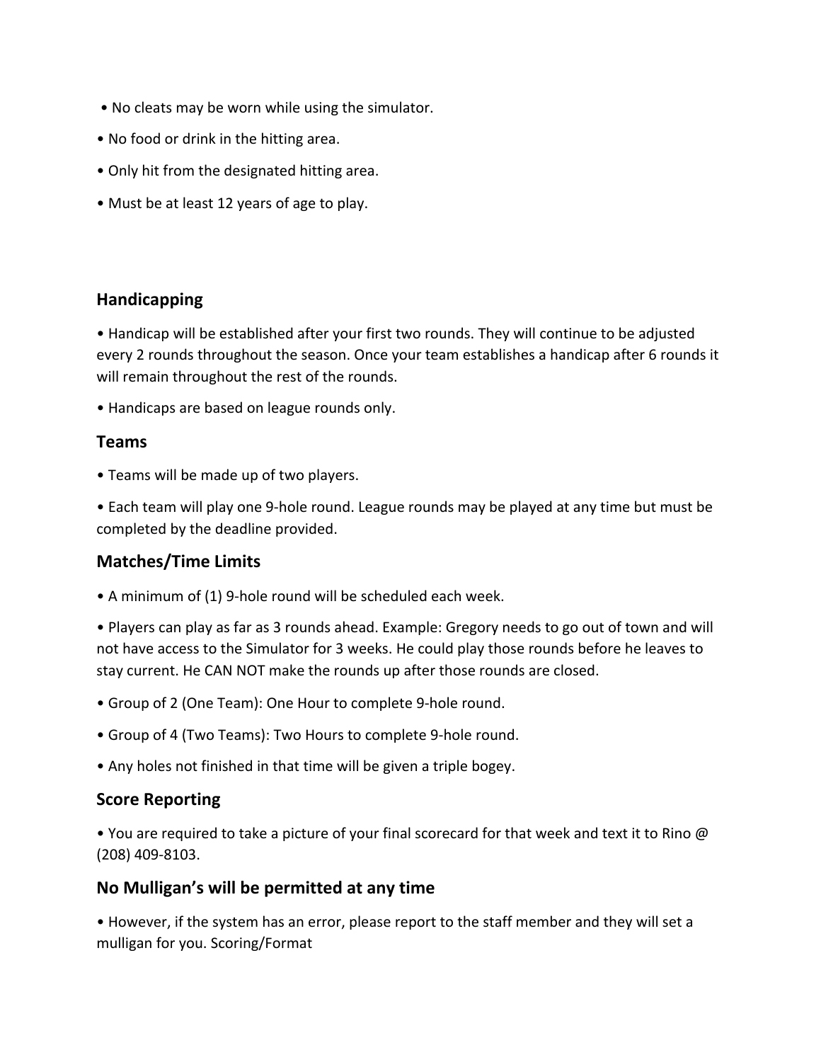- No cleats may be worn while using the simulator.
- No food or drink in the hitting area.
- Only hit from the designated hitting area.
- Must be at least 12 years of age to play.

## Handicapping

- Handicap will be established after your first two rounds. They will continue to be adjusted every 2 rounds throughout the season. Once your team establishes a handicap after 6 rounds it will remain throughout the rest of the rounds.
- Handicaps are based on league rounds only.

## Teams

- Teams will be made up of two players.
- Each team will play one 9-hole round. League rounds may be played at any time but must be completed by the deadline provided.

## Matches/Time Limits

- A minimum of (1) 9-hole round will be scheduled each week.
- Players can play as far as 3 rounds ahead. Example: Gregory needs to go out of town and will not have access to the Simulator for 3 weeks. He could play those rounds before he leaves to stay current. He CAN NOT make the rounds up after those rounds are closed.
- Group of 2 (One Team): One Hour to complete 9-hole round.
- Group of 4 (Two Teams): Two Hours to complete 9-hole round.
- Any holes not finished in that time will be given a triple bogey.

## Score Reporting

- You are required to take a picture of your final scorecard for that week and text it to Rino @ (208) 409-8103.

## No Mulligan's will be permitted at any time

- However, if the system has an error, please report to the staff member and they will set a mulligan for you. Scoring/Format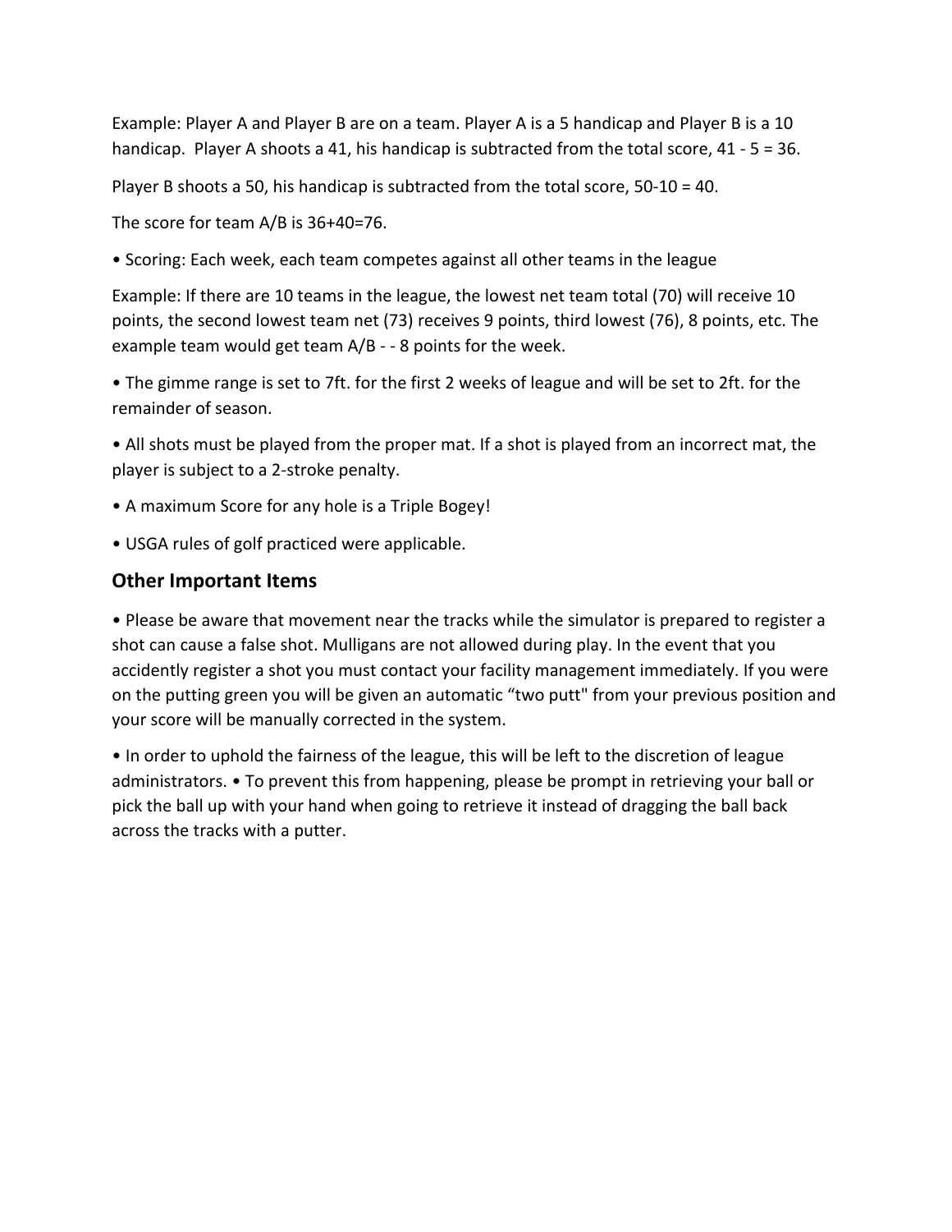Example: Player A and Player B are on a team. Player A is a 5 handicap and Player B is a 10 handicap. Player A shoots a 41, his handicap is subtracted from the total score, 41 - 5 = 36.

Player B shoots a 50, his handicap is subtracted from the total score, 50-10 = 40.

The score for team A/B is 36+40=76.

• Scoring: Each week, each team competes against all other teams in the league

Example: If there are 10 teams in the league, the lowest net team total (70) will receive 10 points, the second lowest team net (73) receives 9 points, third lowest (76), 8 points, etc. The example team would get team A/B - - 8 points for the week.

• The gimme range is set to 7ft. for the first 2 weeks of league and will be set to 2ft. for the remainder of season.

• All shots must be played from the proper mat. If a shot is played from an incorrect mat, the player is subject to a 2-stroke penalty.

• A maximum Score for any hole is a Triple Bogey!

• USGA rules of golf practiced were applicable.

## Other Important Items

• Please be aware that movement near the tracks while the simulator is prepared to register a shot can cause a false shot. Mulligans are not allowed during play. In the event that you accidently register a shot you must contact your facility management immediately. If you were on the putting green you will be given an automatic "two putt" from your previous position and your score will be manually corrected in the system.

• In order to uphold the fairness of the league, this will be left to the discretion of league administrators. • To prevent this from happening, please be prompt in retrieving your ball or pick the ball up with your hand when going to retrieve it instead of dragging the ball back across the tracks with a putter.